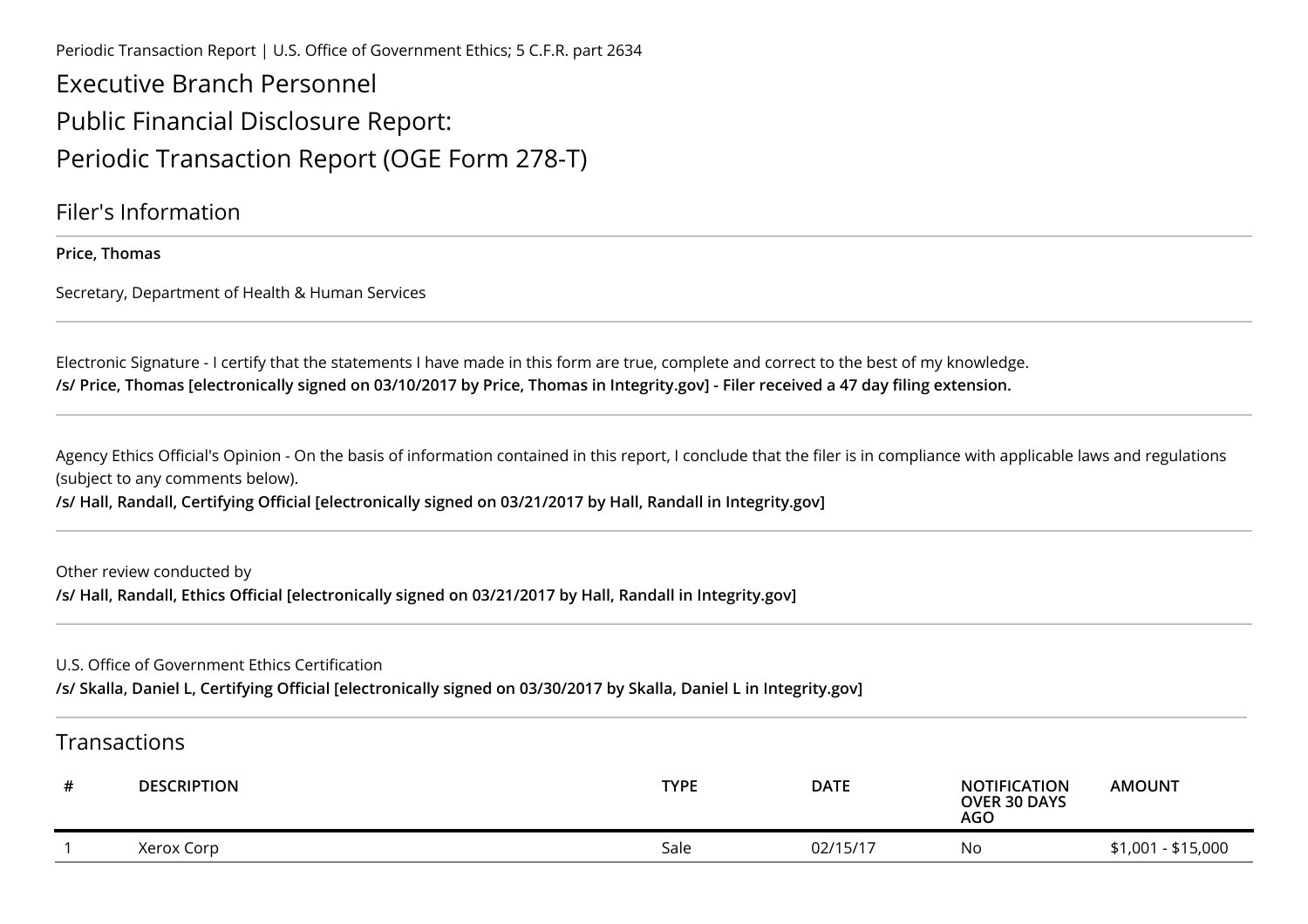Periodic Transaction Report | U.S. Office of Government Ethics; 5 C.F.R. part 2634

# Executive Branch Personnel
# Public Financial Disclosure Report:
# Periodic Transaction Report (OGE Form 278-T)

## Filer's Information

**Price, Thomas**

Secretary, Department of Health & Human Services

Electronic Signature - I certify that the statements I have made in this form are true, complete and correct to the best of my knowledge.
**/s/ Price, Thomas [electronically signed on 03/10/2017 by Price, Thomas in Integrity.gov] - Filer received a 47 day filing extension.**

Agency Ethics Official's Opinion - On the basis of information contained in this report, I conclude that the filer is in compliance with applicable laws and regulations (subject to any comments below).
**/s/ Hall, Randall, Certifying Official [electronically signed on 03/21/2017 by Hall, Randall in Integrity.gov]**

Other review conducted by
**/s/ Hall, Randall, Ethics Official [electronically signed on 03/21/2017 by Hall, Randall in Integrity.gov]**

U.S. Office of Government Ethics Certification
**/s/ Skalla, Daniel L, Certifying Official [electronically signed on 03/30/2017 by Skalla, Daniel L in Integrity.gov]**

## Transactions

| # | DESCRIPTION | TYPE | DATE | NOTIFICATION OVER 30 DAYS AGO | AMOUNT |
|---|---|---|---|---|---|
| 1 | Xerox Corp | Sale | 02/15/17 | No | $1,001 - $15,000 |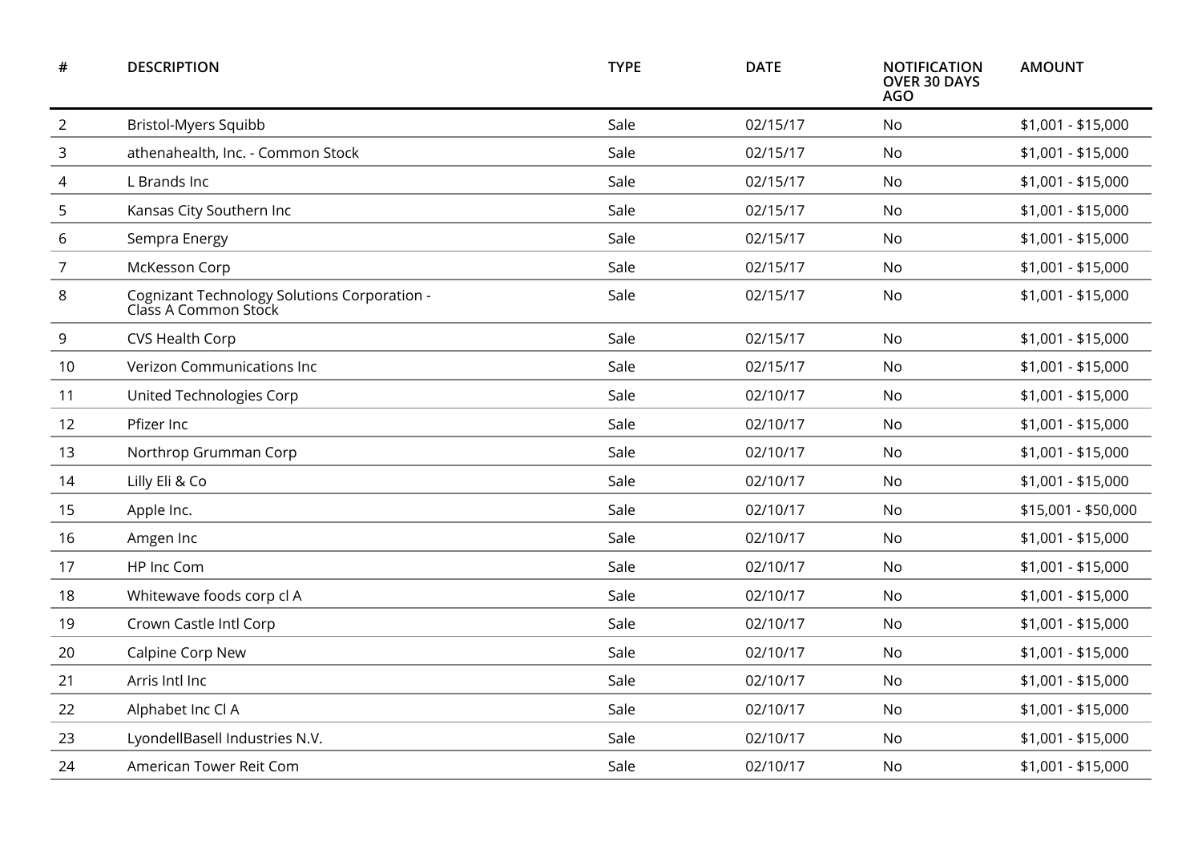| # | DESCRIPTION | TYPE | DATE | NOTIFICATION OVER 30 DAYS AGO | AMOUNT |
| --- | --- | --- | --- | --- | --- |
| 2 | Bristol-Myers Squibb | Sale | 02/15/17 | No | $1,001 - $15,000 |
| 3 | athenahealth, Inc. - Common Stock | Sale | 02/15/17 | No | $1,001 - $15,000 |
| 4 | L Brands Inc | Sale | 02/15/17 | No | $1,001 - $15,000 |
| 5 | Kansas City Southern Inc | Sale | 02/15/17 | No | $1,001 - $15,000 |
| 6 | Sempra Energy | Sale | 02/15/17 | No | $1,001 - $15,000 |
| 7 | McKesson Corp | Sale | 02/15/17 | No | $1,001 - $15,000 |
| 8 | Cognizant Technology Solutions Corporation - Class A Common Stock | Sale | 02/15/17 | No | $1,001 - $15,000 |
| 9 | CVS Health Corp | Sale | 02/15/17 | No | $1,001 - $15,000 |
| 10 | Verizon Communications Inc | Sale | 02/15/17 | No | $1,001 - $15,000 |
| 11 | United Technologies Corp | Sale | 02/10/17 | No | $1,001 - $15,000 |
| 12 | Pfizer Inc | Sale | 02/10/17 | No | $1,001 - $15,000 |
| 13 | Northrop Grumman Corp | Sale | 02/10/17 | No | $1,001 - $15,000 |
| 14 | Lilly Eli & Co | Sale | 02/10/17 | No | $1,001 - $15,000 |
| 15 | Apple Inc. | Sale | 02/10/17 | No | $15,001 - $50,000 |
| 16 | Amgen Inc | Sale | 02/10/17 | No | $1,001 - $15,000 |
| 17 | HP Inc Com | Sale | 02/10/17 | No | $1,001 - $15,000 |
| 18 | Whitewave foods corp cl A | Sale | 02/10/17 | No | $1,001 - $15,000 |
| 19 | Crown Castle Intl Corp | Sale | 02/10/17 | No | $1,001 - $15,000 |
| 20 | Calpine Corp New | Sale | 02/10/17 | No | $1,001 - $15,000 |
| 21 | Arris Intl Inc | Sale | 02/10/17 | No | $1,001 - $15,000 |
| 22 | Alphabet Inc Cl A | Sale | 02/10/17 | No | $1,001 - $15,000 |
| 23 | LyondellBasell Industries N.V. | Sale | 02/10/17 | No | $1,001 - $15,000 |
| 24 | American Tower Reit Com | Sale | 02/10/17 | No | $1,001 - $15,000 |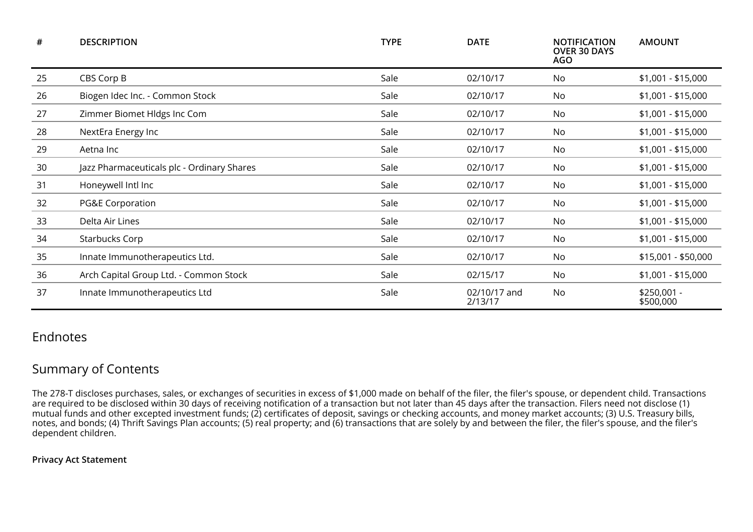| # | DESCRIPTION | TYPE | DATE | NOTIFICATION OVER 30 DAYS AGO | AMOUNT |
|---|---|---|---|---|---|
| 25 | CBS Corp B | Sale | 02/10/17 | No | $1,001 - $15,000 |
| 26 | Biogen Idec Inc. - Common Stock | Sale | 02/10/17 | No | $1,001 - $15,000 |
| 27 | Zimmer Biomet Hldgs Inc Com | Sale | 02/10/17 | No | $1,001 - $15,000 |
| 28 | NextEra Energy Inc | Sale | 02/10/17 | No | $1,001 - $15,000 |
| 29 | Aetna Inc | Sale | 02/10/17 | No | $1,001 - $15,000 |
| 30 | Jazz Pharmaceuticals plc - Ordinary Shares | Sale | 02/10/17 | No | $1,001 - $15,000 |
| 31 | Honeywell Intl Inc | Sale | 02/10/17 | No | $1,001 - $15,000 |
| 32 | PG&E Corporation | Sale | 02/10/17 | No | $1,001 - $15,000 |
| 33 | Delta Air Lines | Sale | 02/10/17 | No | $1,001 - $15,000 |
| 34 | Starbucks Corp | Sale | 02/10/17 | No | $1,001 - $15,000 |
| 35 | Innate Immunotherapeutics Ltd. | Sale | 02/10/17 | No | $15,001 - $50,000 |
| 36 | Arch Capital Group Ltd. - Common Stock | Sale | 02/15/17 | No | $1,001 - $15,000 |
| 37 | Innate Immunotherapeutics Ltd | Sale | 02/10/17 and 2/13/17 | No | $250,001 - $500,000 |

## Endnotes

## Summary of Contents

The 278-T discloses purchases, sales, or exchanges of securities in excess of $1,000 made on behalf of the filer, the filer's spouse, or dependent child. Transactions are required to be disclosed within 30 days of receiving notification of a transaction but not later than 45 days after the transaction. Filers need not disclose (1) mutual funds and other excepted investment funds; (2) certificates of deposit, savings or checking accounts, and money market accounts; (3) U.S. Treasury bills, notes, and bonds; (4) Thrift Savings Plan accounts; (5) real property; and (6) transactions that are solely by and between the filer, the filer's spouse, and the filer's dependent children.

**Privacy Act Statement**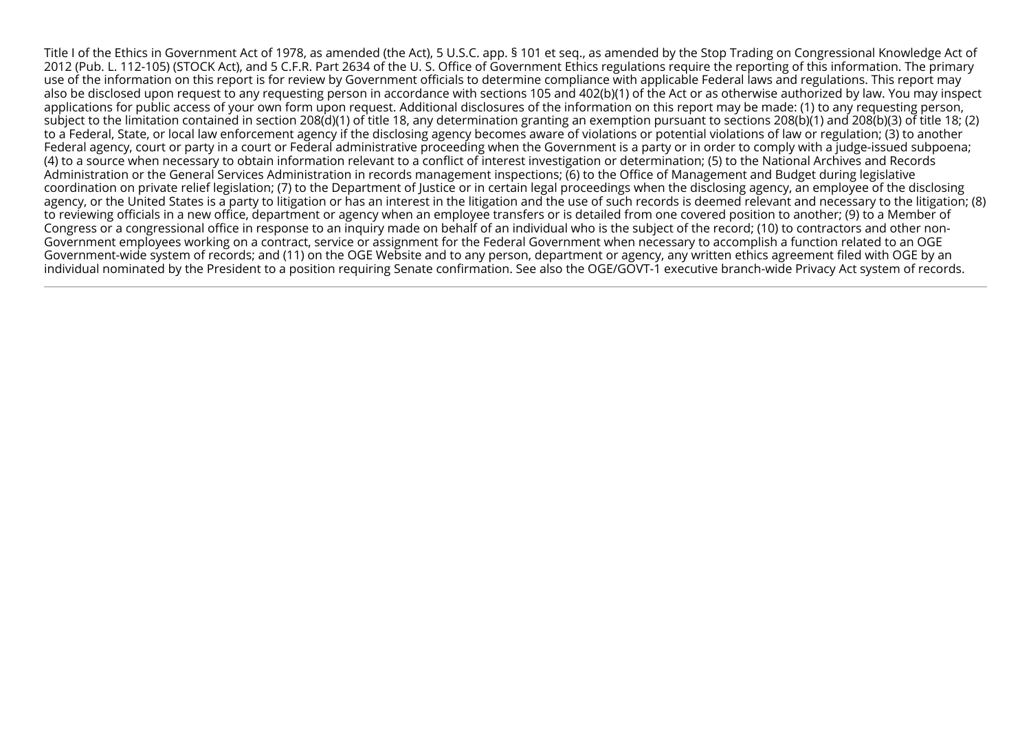Title I of the Ethics in Government Act of 1978, as amended (the Act), 5 U.S.C. app. § 101 et seq., as amended by the Stop Trading on Congressional Knowledge Act of 2012 (Pub. L. 112-105) (STOCK Act), and 5 C.F.R. Part 2634 of the U. S. Office of Government Ethics regulations require the reporting of this information. The primary use of the information on this report is for review by Government officials to determine compliance with applicable Federal laws and regulations. This report may also be disclosed upon request to any requesting person in accordance with sections 105 and 402(b)(1) of the Act or as otherwise authorized by law. You may inspect applications for public access of your own form upon request. Additional disclosures of the information on this report may be made: (1) to any requesting person, subject to the limitation contained in section 208(d)(1) of title 18, any determination granting an exemption pursuant to sections 208(b)(1) and 208(b)(3) of title 18; (2) to a Federal, State, or local law enforcement agency if the disclosing agency becomes aware of violations or potential violations of law or regulation; (3) to another Federal agency, court or party in a court or Federal administrative proceeding when the Government is a party or in order to comply with a judge-issued subpoena; (4) to a source when necessary to obtain information relevant to a conflict of interest investigation or determination; (5) to the National Archives and Records Administration or the General Services Administration in records management inspections; (6) to the Office of Management and Budget during legislative coordination on private relief legislation; (7) to the Department of Justice or in certain legal proceedings when the disclosing agency, an employee of the disclosing agency, or the United States is a party to litigation or has an interest in the litigation and the use of such records is deemed relevant and necessary to the litigation; (8) to reviewing officials in a new office, department or agency when an employee transfers or is detailed from one covered position to another; (9) to a Member of Congress or a congressional office in response to an inquiry made on behalf of an individual who is the subject of the record; (10) to contractors and other non-Government employees working on a contract, service or assignment for the Federal Government when necessary to accomplish a function related to an OGE Government-wide system of records; and (11) on the OGE Website and to any person, department or agency, any written ethics agreement filed with OGE by an individual nominated by the President to a position requiring Senate confirmation. See also the OGE/GOVT-1 executive branch-wide Privacy Act system of records.